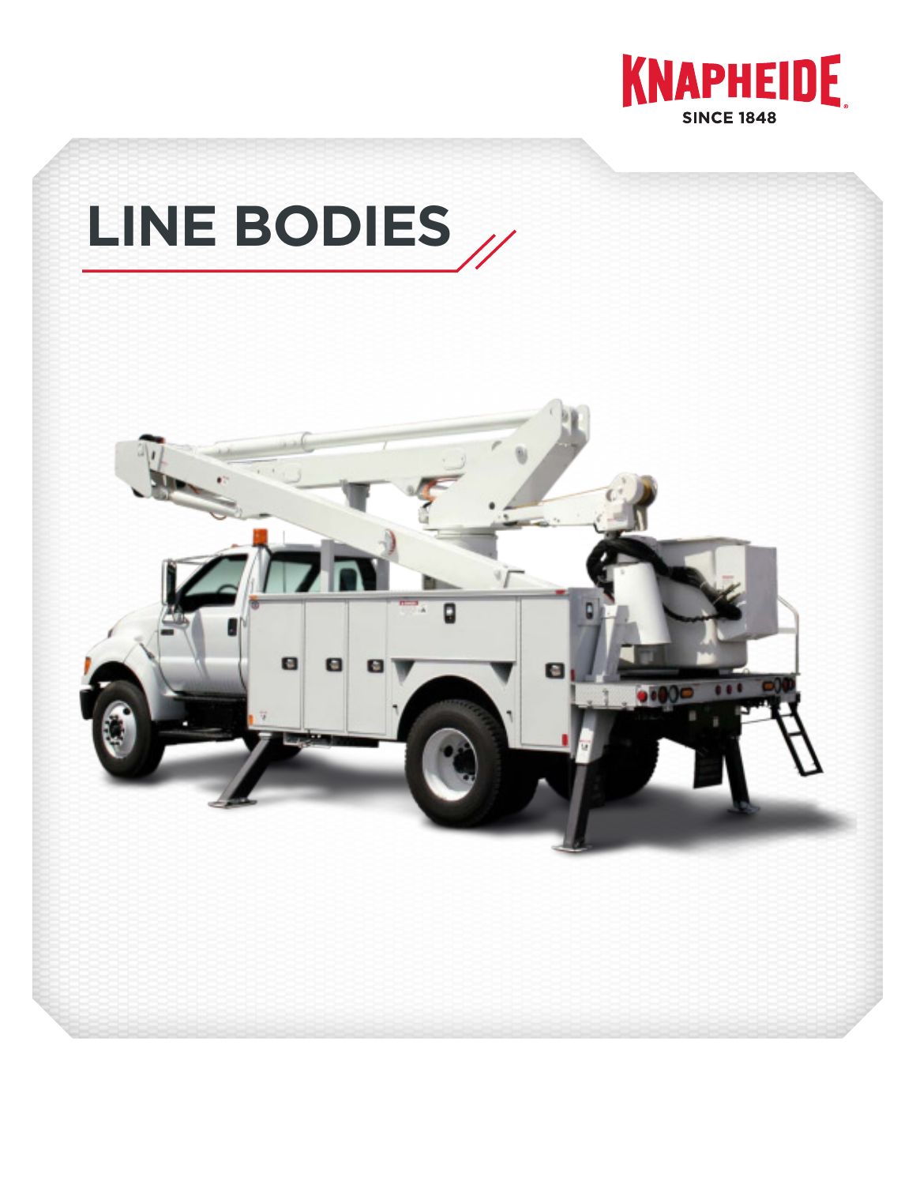KNAPHEIDE

SINCE 1848

# LINE BODIES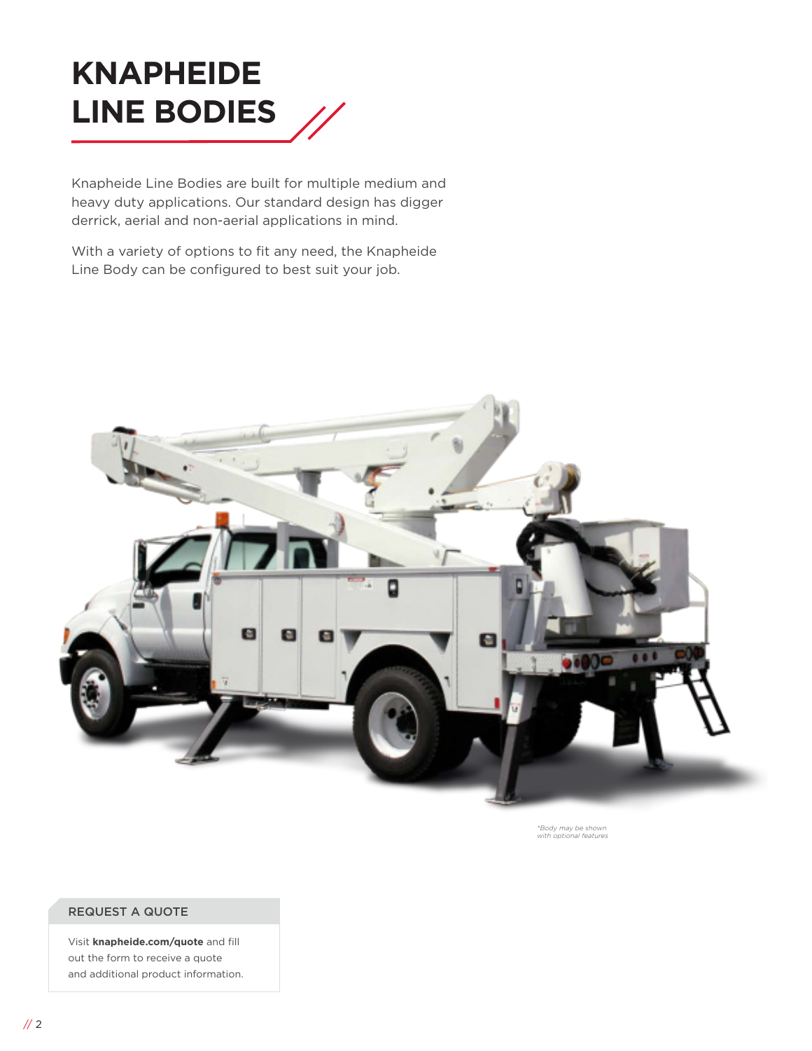# KNAPHEIDE LINE BODIES

Knapheide Line Bodies are built for multiple medium and heavy duty applications. Our standard design has digger derrick, aerial and non-aerial applications in mind.

With a variety of options to fit any need, the Knapheide Line Body can be configured to best suit your job.

*\*Body may be shown with optional features*

### REQUEST A QUOTE

Visit **knapheide.com/quote** and fill out the form to receive a quote and additional product information.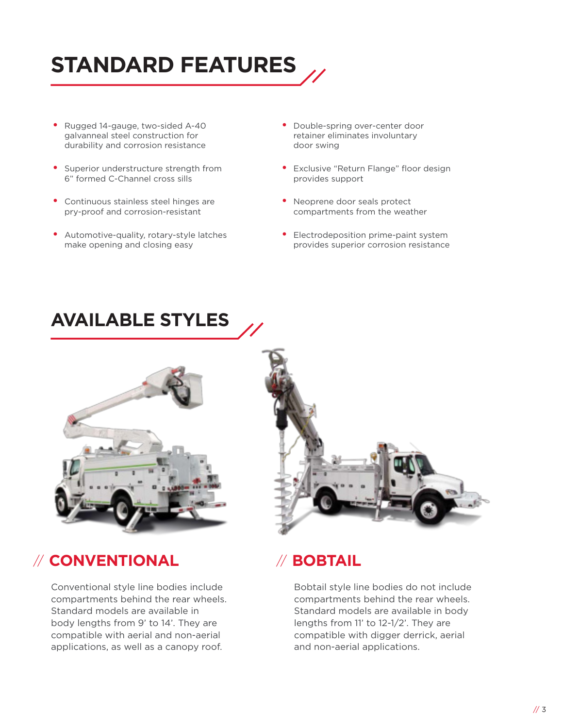# STANDARD FEATURES

- Rugged 14-gauge, two-sided A-40 galvanneal steel construction for durability and corrosion resistance
- Superior understructure strength from 6" formed C-Channel cross sills
- Continuous stainless steel hinges are pry-proof and corrosion-resistant
- Automotive-quality, rotary-style latches make opening and closing easy
- Double-spring over-center door retainer eliminates involuntary door swing
- Exclusive "Return Flange" floor design provides support
- Neoprene door seals protect compartments from the weather
- Electrodeposition prime-paint system provides superior corrosion resistance

# AVAILABLE STYLES

## // CONVENTIONAL

Conventional style line bodies include compartments behind the rear wheels. Standard models are available in body lengths from 9' to 14'. They are compatible with aerial and non-aerial applications, as well as a canopy roof.

## // BOBTAIL

Bobtail style line bodies do not include compartments behind the rear wheels. Standard models are available in body lengths from 11' to 12-1/2'. They are compatible with digger derrick, aerial and non-aerial applications.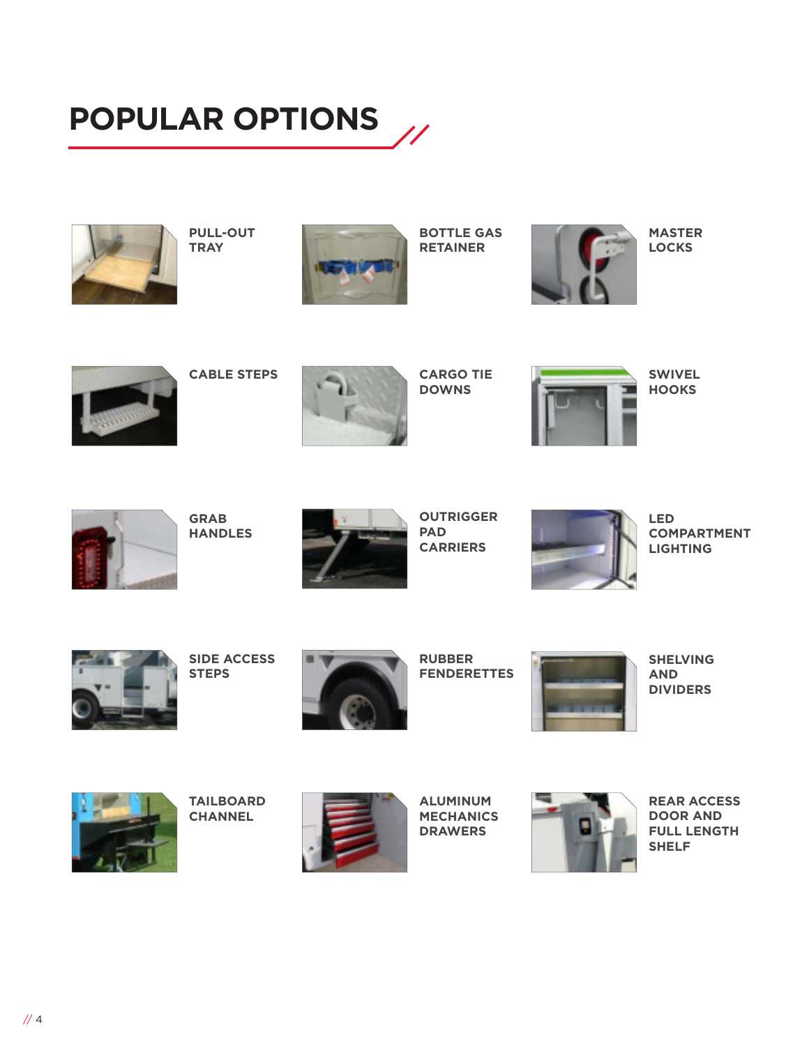# POPULAR OPTIONS

- PULL-OUT TRAY
- BOTTLE GAS RETAINER
- MASTER LOCKS
- CABLE STEPS
- CARGO TIE DOWNS
- SWIVEL HOOKS
- GRAB HANDLES
- OUTRIGGER PAD CARRIERS
- LED COMPARTMENT LIGHTING
- SIDE ACCESS STEPS
- RUBBER FENDERETTES
- SHELVING AND DIVIDERS
- TAILBOARD CHANNEL
- ALUMINUM MECHANICS DRAWERS
- REAR ACCESS DOOR AND FULL LENGTH SHELF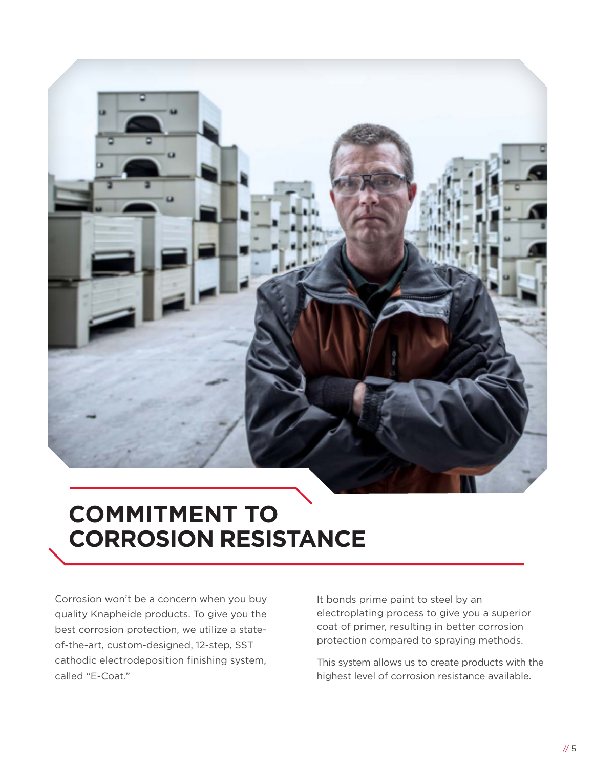# COMMITMENT TO CORROSION RESISTANCE

Corrosion won't be a concern when you buy quality Knapheide products. To give you the best corrosion protection, we utilize a state-of-the-art, custom-designed, 12-step, SST cathodic electrodeposition finishing system, called "E-Coat."

It bonds prime paint to steel by an electroplating process to give you a superior coat of primer, resulting in better corrosion protection compared to spraying methods.

This system allows us to create products with the highest level of corrosion resistance available.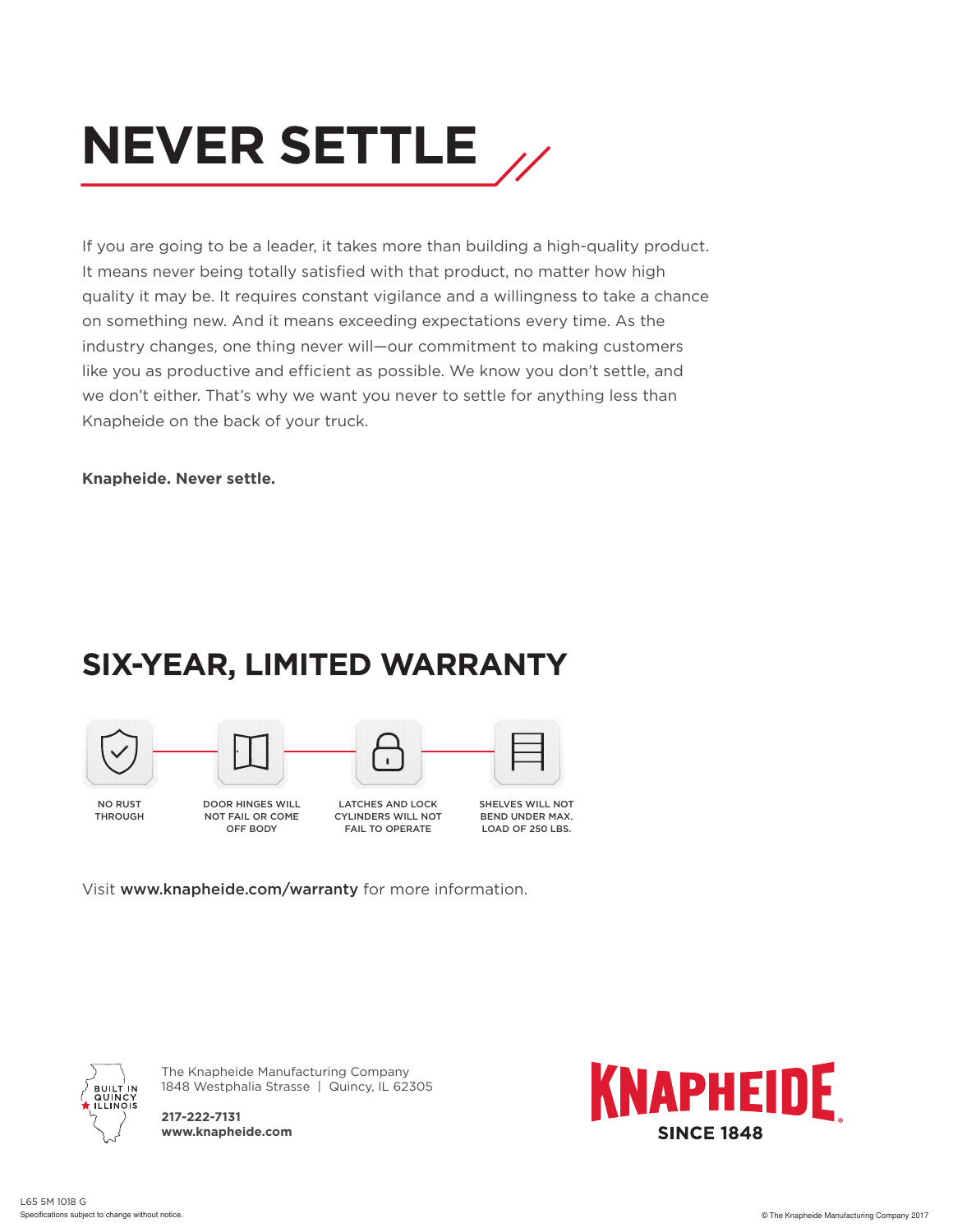# NEVER SETTLE

If you are going to be a leader, it takes more than building a high-quality product. It means never being totally satisfied with that product, no matter how high quality it may be. It requires constant vigilance and a willingness to take a chance on something new. And it means exceeding expectations every time. As the industry changes, one thing never will—our commitment to making customers like you as productive and efficient as possible. We know you don't settle, and we don't either. That's why we want you never to settle for anything less than Knapheide on the back of your truck.

**Knapheide. Never settle.**

## SIX-YEAR, LIMITED WARRANTY

- NO RUST THROUGH
- DOOR HINGES WILL NOT FAIL OR COME OFF BODY
- LATCHES AND LOCK CYLINDERS WILL NOT FAIL TO OPERATE
- SHELVES WILL NOT BEND UNDER MAX. LOAD OF 250 LBS.

Visit **www.knapheide.com/warranty** for more information.

BUILT IN QUINCY ILLINOIS

The Knapheide Manufacturing Company
1848 Westphalia Strasse | Quincy, IL 62305

**217-222-7131**
**www.knapheide.com**

KNAPHEIDE
SINCE 1848

L65 5M 1018 G
Specifications subject to change without notice.

© The Knapheide Manufacturing Company 2017